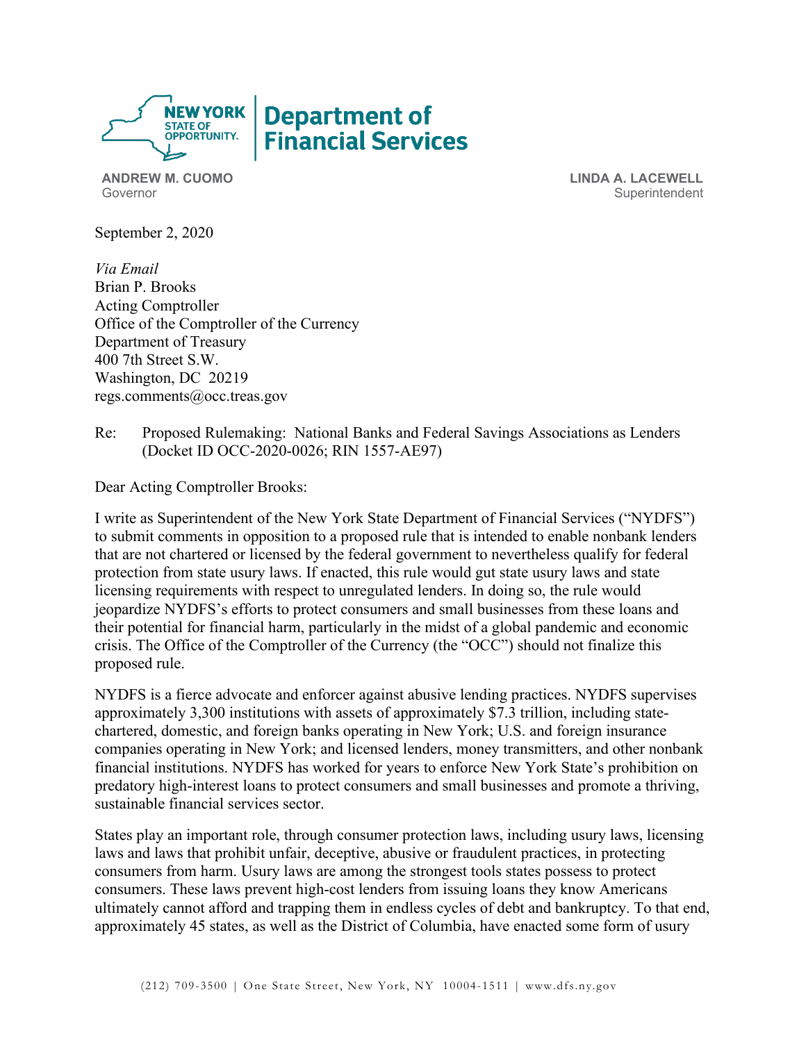**NEW YORK STATE OF OPPORTUNITY.** | **Department of Financial Services**

**ANDREW M. CUOMO**
Governor

**LINDA A. LACEWELL**
Superintendent

September 2, 2020

*Via Email*
Brian P. Brooks
Acting Comptroller
Office of the Comptroller of the Currency
Department of Treasury
400 7th Street S.W.
Washington, DC 20219
regs.comments@occ.treas.gov

Re: Proposed Rulemaking: National Banks and Federal Savings Associations as Lenders (Docket ID OCC-2020-0026; RIN 1557-AE97)

Dear Acting Comptroller Brooks:

I write as Superintendent of the New York State Department of Financial Services ("NYDFS") to submit comments in opposition to a proposed rule that is intended to enable nonbank lenders that are not chartered or licensed by the federal government to nevertheless qualify for federal protection from state usury laws. If enacted, this rule would gut state usury laws and state licensing requirements with respect to unregulated lenders. In doing so, the rule would jeopardize NYDFS's efforts to protect consumers and small businesses from these loans and their potential for financial harm, particularly in the midst of a global pandemic and economic crisis. The Office of the Comptroller of the Currency (the "OCC") should not finalize this proposed rule.

NYDFS is a fierce advocate and enforcer against abusive lending practices. NYDFS supervises approximately 3,300 institutions with assets of approximately $7.3 trillion, including state-chartered, domestic, and foreign banks operating in New York; U.S. and foreign insurance companies operating in New York; and licensed lenders, money transmitters, and other nonbank financial institutions. NYDFS has worked for years to enforce New York State's prohibition on predatory high-interest loans to protect consumers and small businesses and promote a thriving, sustainable financial services sector.

States play an important role, through consumer protection laws, including usury laws, licensing laws and laws that prohibit unfair, deceptive, abusive or fraudulent practices, in protecting consumers from harm. Usury laws are among the strongest tools states possess to protect consumers. These laws prevent high-cost lenders from issuing loans they know Americans ultimately cannot afford and trapping them in endless cycles of debt and bankruptcy. To that end, approximately 45 states, as well as the District of Columbia, have enacted some form of usury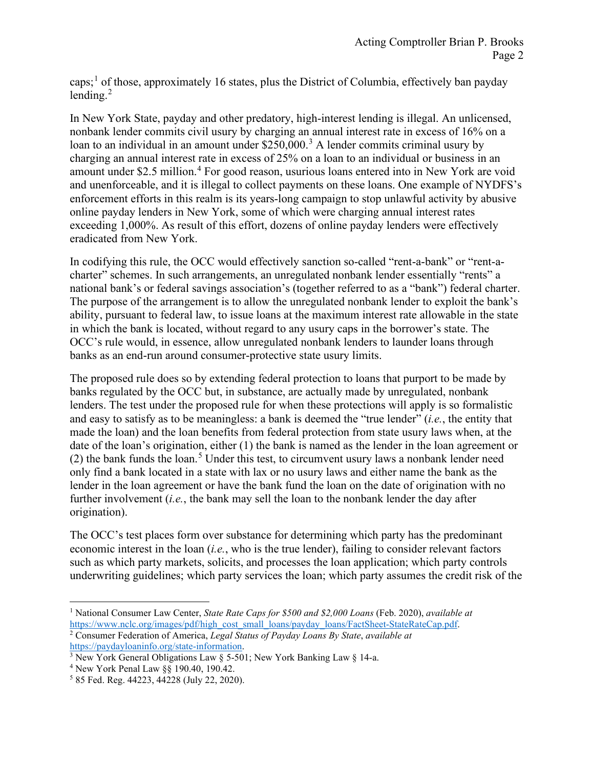caps;[1] of those, approximately 16 states, plus the District of Columbia, effectively ban payday lending.[2]

In New York State, payday and other predatory, high-interest lending is illegal. An unlicensed, nonbank lender commits civil usury by charging an annual interest rate in excess of 16% on a loan to an individual in an amount under $250,000.[3] A lender commits criminal usury by charging an annual interest rate in excess of 25% on a loan to an individual or business in an amount under $2.5 million.[4] For good reason, usurious loans entered into in New York are void and unenforceable, and it is illegal to collect payments on these loans. One example of NYDFS's enforcement efforts in this realm is its years-long campaign to stop unlawful activity by abusive online payday lenders in New York, some of which were charging annual interest rates exceeding 1,000%. As result of this effort, dozens of online payday lenders were effectively eradicated from New York.

In codifying this rule, the OCC would effectively sanction so-called "rent-a-bank" or "rent-a-charter" schemes. In such arrangements, an unregulated nonbank lender essentially "rents" a national bank's or federal savings association's (together referred to as a "bank") federal charter. The purpose of the arrangement is to allow the unregulated nonbank lender to exploit the bank's ability, pursuant to federal law, to issue loans at the maximum interest rate allowable in the state in which the bank is located, without regard to any usury caps in the borrower's state. The OCC's rule would, in essence, allow unregulated nonbank lenders to launder loans through banks as an end-run around consumer-protective state usury limits.

The proposed rule does so by extending federal protection to loans that purport to be made by banks regulated by the OCC but, in substance, are actually made by unregulated, nonbank lenders. The test under the proposed rule for when these protections will apply is so formalistic and easy to satisfy as to be meaningless: a bank is deemed the "true lender" (*i.e.*, the entity that made the loan) and the loan benefits from federal protection from state usury laws when, at the date of the loan's origination, either (1) the bank is named as the lender in the loan agreement or (2) the bank funds the loan.[5] Under this test, to circumvent usury laws a nonbank lender need only find a bank located in a state with lax or no usury laws and either name the bank as the lender in the loan agreement or have the bank fund the loan on the date of origination with no further involvement (*i.e.*, the bank may sell the loan to the nonbank lender the day after origination).

The OCC's test places form over substance for determining which party has the predominant economic interest in the loan (*i.e.*, who is the true lender), failing to consider relevant factors such as which party markets, solicits, and processes the loan application; which party controls underwriting guidelines; which party services the loan; which party assumes the credit risk of the

---

[1] National Consumer Law Center, *State Rate Caps for $500 and $2,000 Loans* (Feb. 2020), *available at* https://www.nclc.org/images/pdf/high_cost_small_loans/payday_loans/FactSheet-StateRateCap.pdf.

[2] Consumer Federation of America, *Legal Status of Payday Loans By State*, *available at* https://paydayloaninfo.org/state-information.

[3] New York General Obligations Law § 5-501; New York Banking Law § 14-a.

[4] New York Penal Law §§ 190.40, 190.42.

[5] 85 Fed. Reg. 44223, 44228 (July 22, 2020).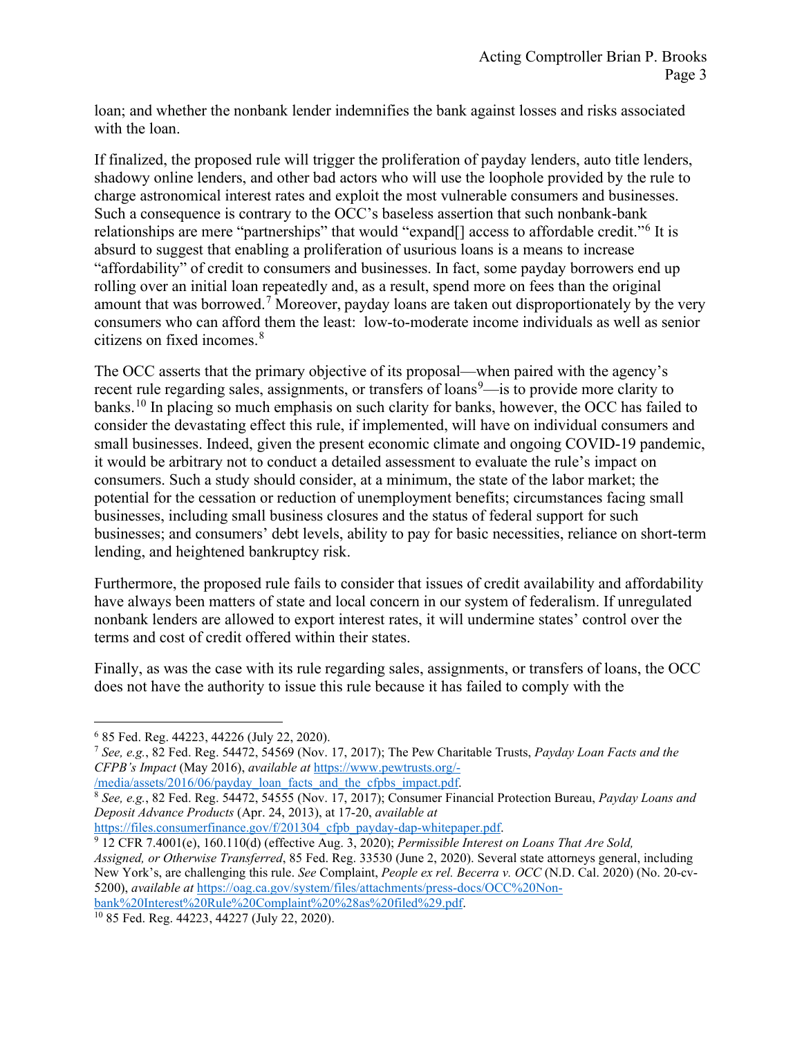loan; and whether the nonbank lender indemnifies the bank against losses and risks associated with the loan.

If finalized, the proposed rule will trigger the proliferation of payday lenders, auto title lenders, shadowy online lenders, and other bad actors who will use the loophole provided by the rule to charge astronomical interest rates and exploit the most vulnerable consumers and businesses. Such a consequence is contrary to the OCC's baseless assertion that such nonbank-bank relationships are mere "partnerships" that would "expand[] access to affordable credit."[6] It is absurd to suggest that enabling a proliferation of usurious loans is a means to increase "affordability" of credit to consumers and businesses. In fact, some payday borrowers end up rolling over an initial loan repeatedly and, as a result, spend more on fees than the original amount that was borrowed.[7] Moreover, payday loans are taken out disproportionately by the very consumers who can afford them the least: low-to-moderate income individuals as well as senior citizens on fixed incomes.[8]

The OCC asserts that the primary objective of its proposal—when paired with the agency's recent rule regarding sales, assignments, or transfers of loans[9]—is to provide more clarity to banks.[10] In placing so much emphasis on such clarity for banks, however, the OCC has failed to consider the devastating effect this rule, if implemented, will have on individual consumers and small businesses. Indeed, given the present economic climate and ongoing COVID-19 pandemic, it would be arbitrary not to conduct a detailed assessment to evaluate the rule's impact on consumers. Such a study should consider, at a minimum, the state of the labor market; the potential for the cessation or reduction of unemployment benefits; circumstances facing small businesses, including small business closures and the status of federal support for such businesses; and consumers' debt levels, ability to pay for basic necessities, reliance on short-term lending, and heightened bankruptcy risk.

Furthermore, the proposed rule fails to consider that issues of credit availability and affordability have always been matters of state and local concern in our system of federalism. If unregulated nonbank lenders are allowed to export interest rates, it will undermine states' control over the terms and cost of credit offered within their states.

Finally, as was the case with its rule regarding sales, assignments, or transfers of loans, the OCC does not have the authority to issue this rule because it has failed to comply with the

---

[6] 85 Fed. Reg. 44223, 44226 (July 22, 2020).

[7] *See, e.g.*, 82 Fed. Reg. 54472, 54569 (Nov. 17, 2017); The Pew Charitable Trusts, *Payday Loan Facts and the CFPB's Impact* (May 2016), *available at* https://www.pewtrusts.org/-/media/assets/2016/06/payday_loan_facts_and_the_cfpbs_impact.pdf.

[8] *See, e.g.*, 82 Fed. Reg. 54472, 54555 (Nov. 17, 2017); Consumer Financial Protection Bureau, *Payday Loans and Deposit Advance Products* (Apr. 24, 2013), at 17-20, *available at* https://files.consumerfinance.gov/f/201304_cfpb_payday-dap-whitepaper.pdf.

[9] 12 CFR 7.4001(e), 160.110(d) (effective Aug. 3, 2020); *Permissible Interest on Loans That Are Sold, Assigned, or Otherwise Transferred*, 85 Fed. Reg. 33530 (June 2, 2020). Several state attorneys general, including New York's, are challenging this rule. *See* Complaint, *People ex rel. Becerra v. OCC* (N.D. Cal. 2020) (No. 20-cv-5200), *available at* https://oag.ca.gov/system/files/attachments/press-docs/OCC%20Non-bank%20Interest%20Rule%20Complaint%20%28as%20filed%29.pdf.

[10] 85 Fed. Reg. 44223, 44227 (July 22, 2020).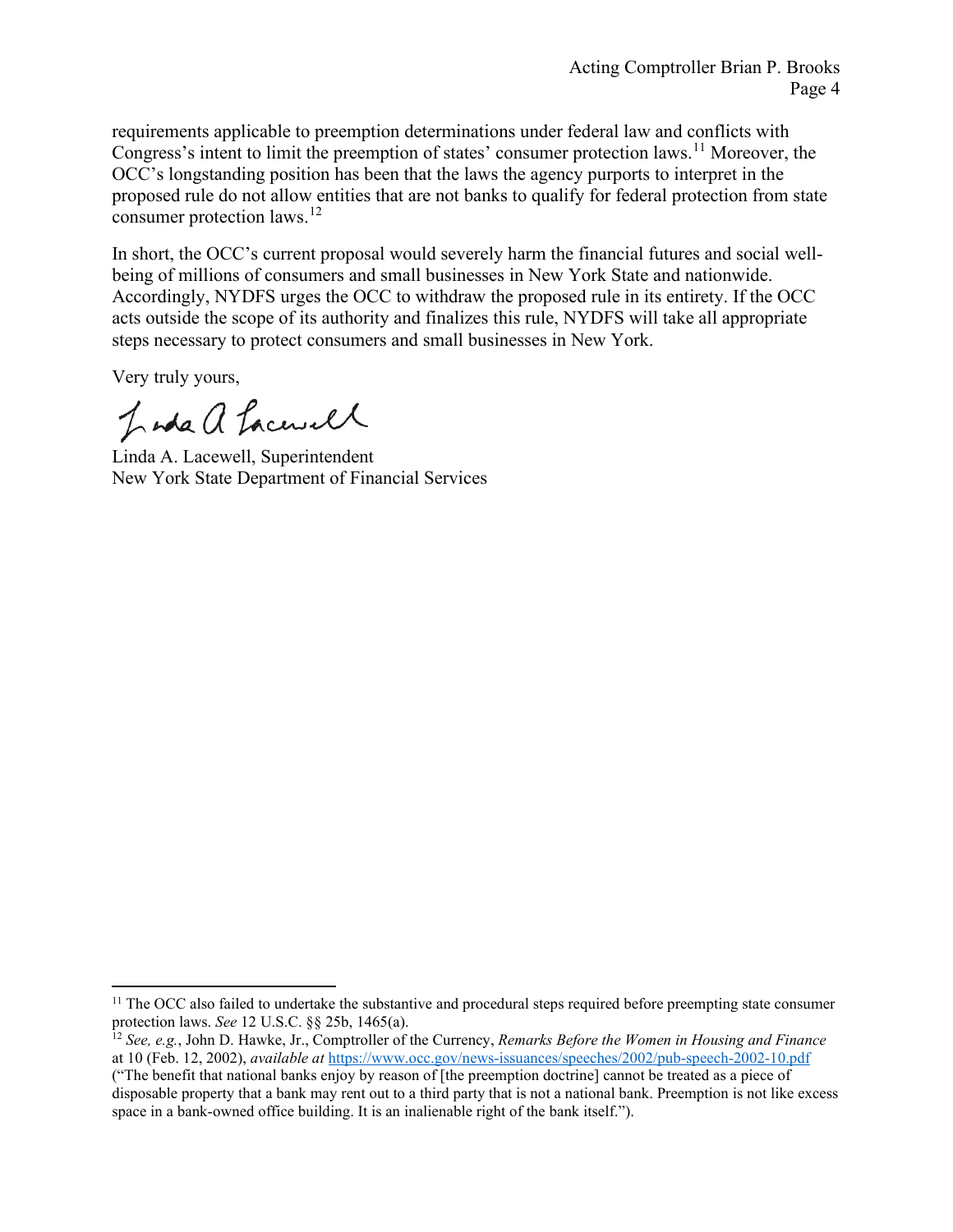requirements applicable to preemption determinations under federal law and conflicts with Congress's intent to limit the preemption of states' consumer protection laws.[11] Moreover, the OCC's longstanding position has been that the laws the agency purports to interpret in the proposed rule do not allow entities that are not banks to qualify for federal protection from state consumer protection laws.[12]

In short, the OCC's current proposal would severely harm the financial futures and social well-being of millions of consumers and small businesses in New York State and nationwide. Accordingly, NYDFS urges the OCC to withdraw the proposed rule in its entirety. If the OCC acts outside the scope of its authority and finalizes this rule, NYDFS will take all appropriate steps necessary to protect consumers and small businesses in New York.

Very truly yours,

Linda A. Lacewell, Superintendent
New York State Department of Financial Services

---

[11] The OCC also failed to undertake the substantive and procedural steps required before preempting state consumer protection laws. *See* 12 U.S.C. §§ 25b, 1465(a).

[12] *See, e.g.*, John D. Hawke, Jr., Comptroller of the Currency, *Remarks Before the Women in Housing and Finance* at 10 (Feb. 12, 2002), *available at* https://www.occ.gov/news-issuances/speeches/2002/pub-speech-2002-10.pdf ("The benefit that national banks enjoy by reason of [the preemption doctrine] cannot be treated as a piece of disposable property that a bank may rent out to a third party that is not a national bank. Preemption is not like excess space in a bank-owned office building. It is an inalienable right of the bank itself.").